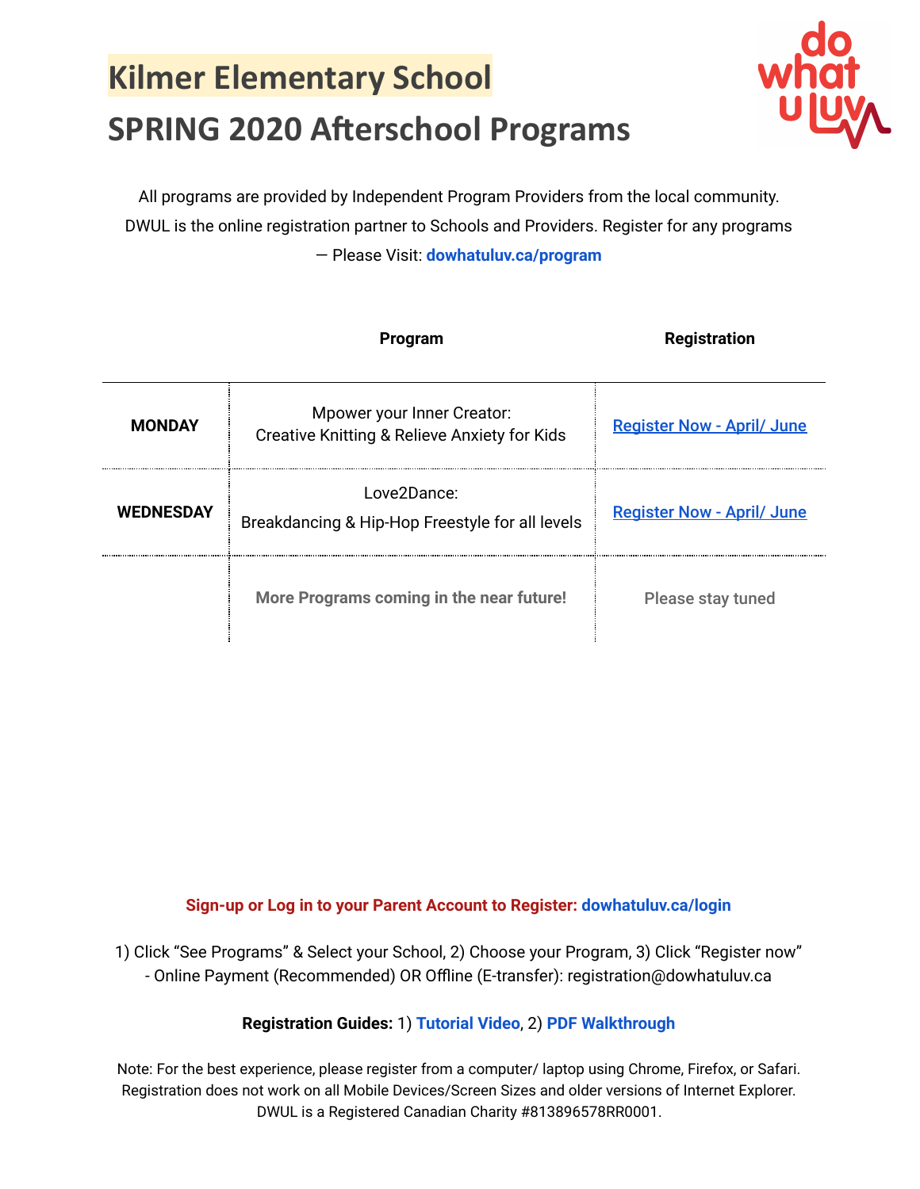# Kilmer Elementary School

## SPRING 2020 Afterschool Programs

All programs are provided by Independent Program Providers from the local community. DWUL is the online registration partner to Schools and Providers. Register for any programs — Please Visit: **dowhatuluv.ca/program**

| | Program | Registration |
|---|---|---|
| **MONDAY** | Mpower your Inner Creator: Creative Knitting & Relieve Anxiety for Kids | Register Now - April/ June |
| **WEDNESDAY** | Love2Dance: Breakdancing & Hip-Hop Freestyle for all levels | Register Now - April/ June |
| | **More Programs coming in the near future!** | Please stay tuned |

**Sign-up or Log in to your Parent Account to Register: dowhatuluv.ca/login**

1) Click "See Programs" & Select your School, 2) Choose your Program, 3) Click "Register now"
- Online Payment (Recommended) OR Offline (E-transfer): registration@dowhatuluv.ca

**Registration Guides:** 1) **Tutorial Video**, 2) **PDF Walkthrough**

Note: For the best experience, please register from a computer/ laptop using Chrome, Firefox, or Safari. Registration does not work on all Mobile Devices/Screen Sizes and older versions of Internet Explorer. DWUL is a Registered Canadian Charity #813896578RR0001.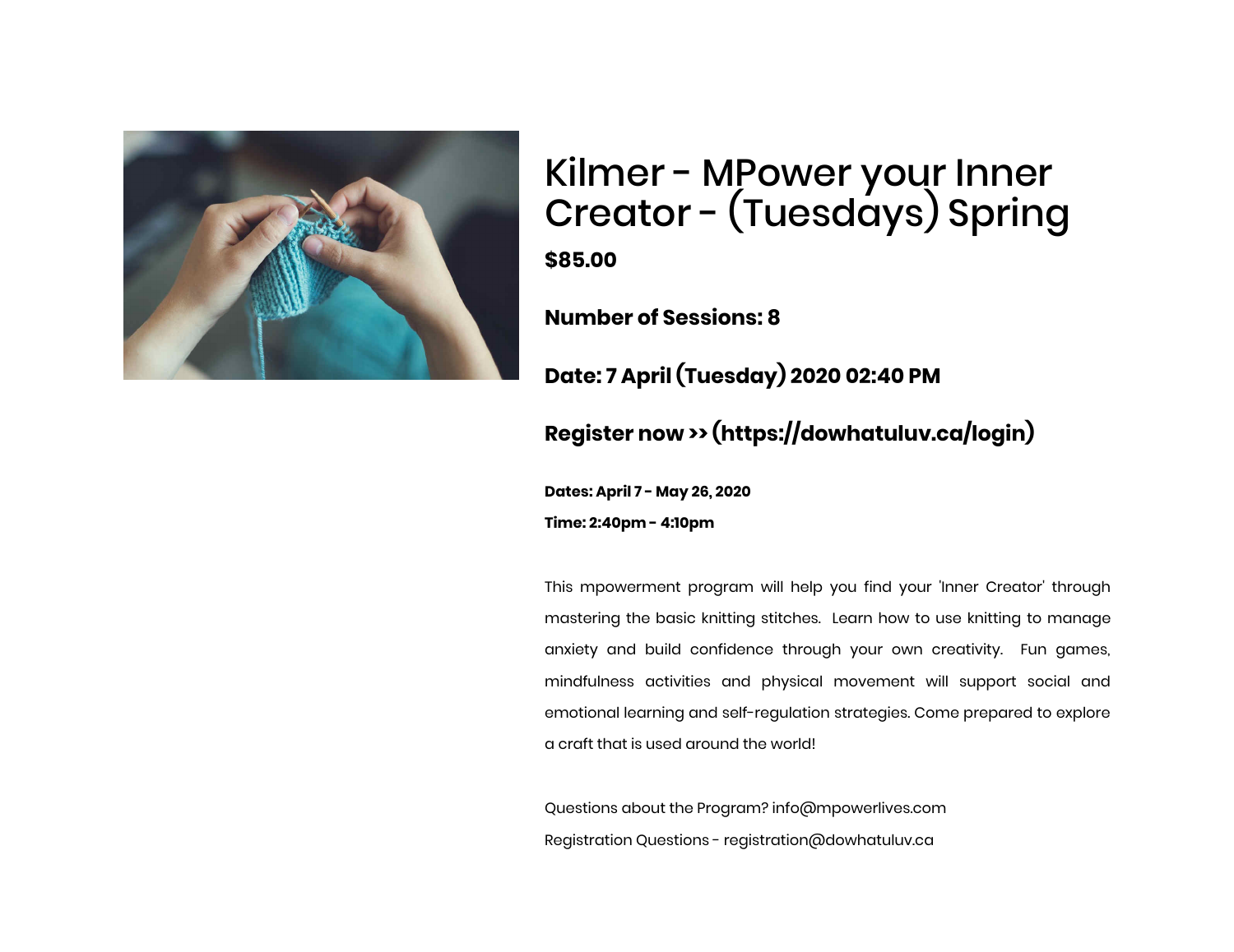# Kilmer - MPower your Inner Creator - (Tuesdays) Spring

**$85.00**

**Number of Sessions: 8**

**Date: 7 April (Tuesday) 2020 02:40 PM**

**Register now >> (https://dowhatuluv.ca/login)**

**Dates: April 7 - May 26, 2020**

**Time: 2:40pm - 4:10pm**

This mpowerment program will help you find your 'Inner Creator' through mastering the basic knitting stitches. Learn how to use knitting to manage anxiety and build confidence through your own creativity. Fun games, mindfulness activities and physical movement will support social and emotional learning and self-regulation strategies. Come prepared to explore a craft that is used around the world!

Questions about the Program? info@mpowerlives.com

Registration Questions - registration@dowhatuluv.ca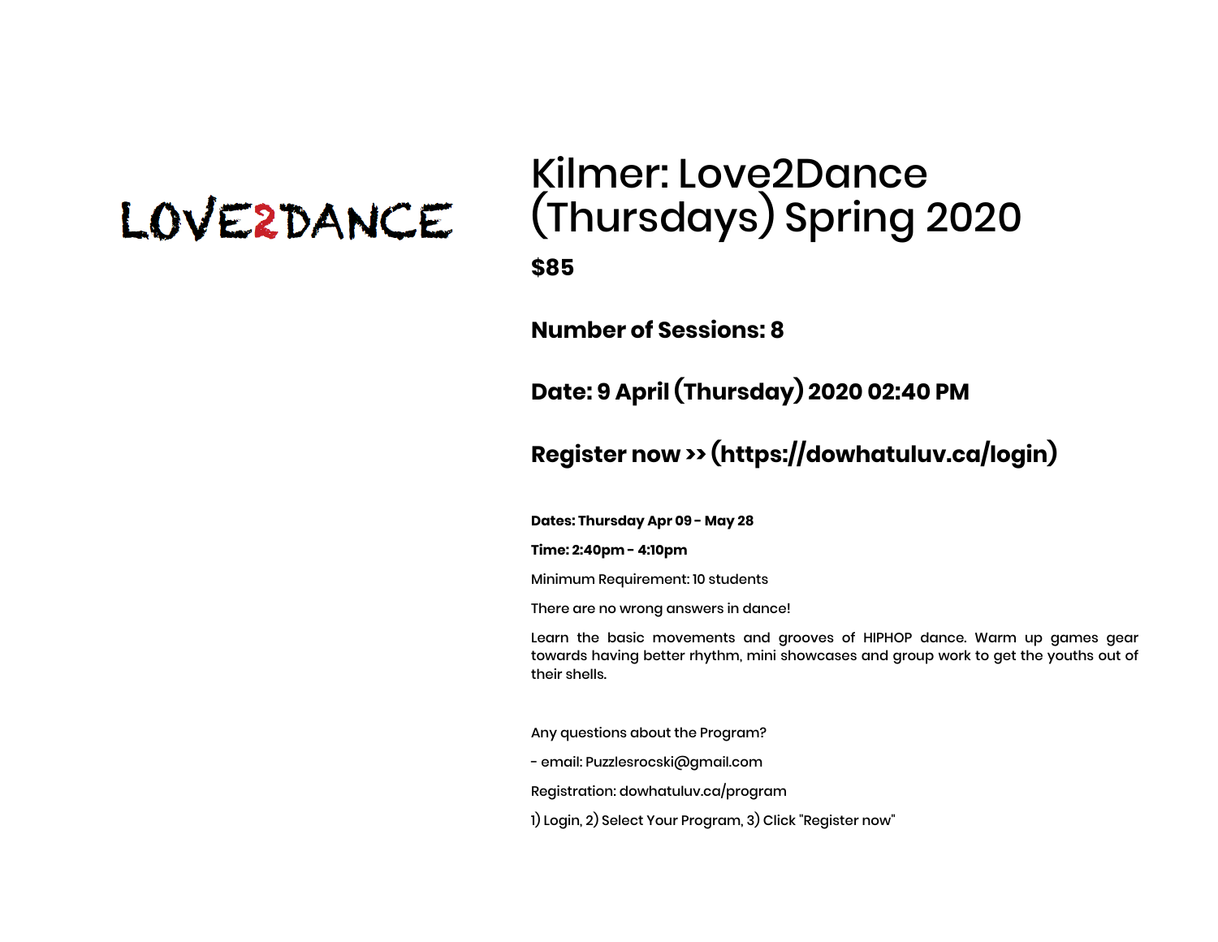LOVE2DANCE

# Kilmer: Love2Dance (Thursdays) Spring 2020

**$85**

**Number of Sessions: 8**

**Date: 9 April (Thursday) 2020 02:40 PM**

**Register now ›› (https://dowhatuluv.ca/login)**

**Dates: Thursday Apr 09 - May 28**

**Time: 2:40pm - 4:10pm**

Minimum Requirement: 10 students

There are no wrong answers in dance!

Learn the basic movements and grooves of HIPHOP dance. Warm up games gear towards having better rhythm, mini showcases and group work to get the youths out of their shells.

Any questions about the Program?

- email: Puzzlesrocski@gmail.com

Registration: dowhatuluv.ca/program

1) Login, 2) Select Your Program, 3) Click "Register now"